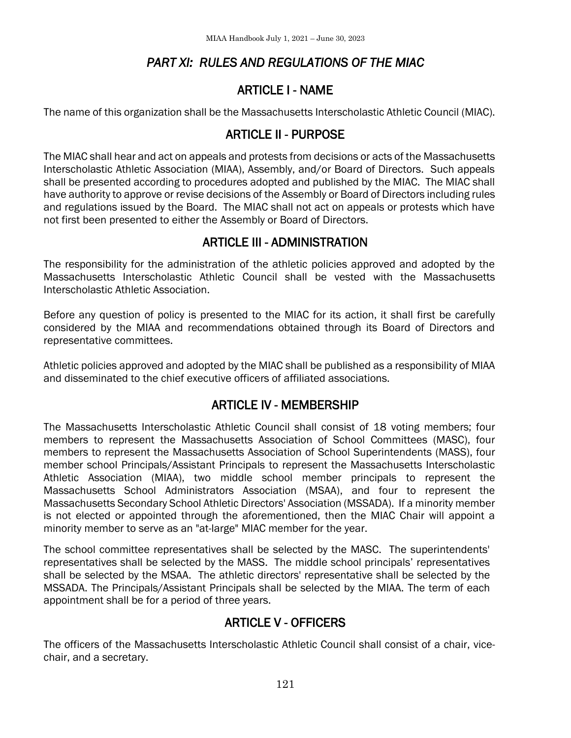# *PART XI: RULES AND REGULATIONS OF THE MIAC*

## ARTICLE I - NAME

The name of this organization shall be the Massachusetts Interscholastic Athletic Council (MIAC).

## ARTICLE II - PURPOSE

The MIAC shall hear and act on appeals and protests from decisions or acts of the Massachusetts Interscholastic Athletic Association (MIAA), Assembly, and/or Board of Directors. Such appeals shall be presented according to procedures adopted and published by the MIAC. The MIAC shall have authority to approve or revise decisions of the Assembly or Board of Directors including rules and regulations issued by the Board. The MIAC shall not act on appeals or protests which have not first been presented to either the Assembly or Board of Directors.

## ARTICLE III - ADMINISTRATION

The responsibility for the administration of the athletic policies approved and adopted by the Massachusetts Interscholastic Athletic Council shall be vested with the Massachusetts Interscholastic Athletic Association.

Before any question of policy is presented to the MIAC for its action, it shall first be carefully considered by the MIAA and recommendations obtained through its Board of Directors and representative committees.

Athletic policies approved and adopted by the MIAC shall be published as a responsibility of MIAA and disseminated to the chief executive officers of affiliated associations.

## ARTICLE IV - MEMBERSHIP

The Massachusetts Interscholastic Athletic Council shall consist of 18 voting members; four members to represent the Massachusetts Association of School Committees (MASC), four members to represent the Massachusetts Association of School Superintendents (MASS), four member school Principals/Assistant Principals to represent the Massachusetts Interscholastic Athletic Association (MIAA), two middle school member principals to represent the Massachusetts School Administrators Association (MSAA), and four to represent the Massachusetts Secondary School Athletic Directors' Association (MSSADA). If a minority member is not elected or appointed through the aforementioned, then the MIAC Chair will appoint a minority member to serve as an "at-large" MIAC member for the year.

The school committee representatives shall be selected by the MASC. The superintendents' representatives shall be selected by the MASS. The middle school principals' representatives shall be selected by the MSAA. The athletic directors' representative shall be selected by the MSSADA. The Principals/Assistant Principals shall be selected by the MIAA. The term of each appointment shall be for a period of three years.

## ARTICLE V - OFFICERS

The officers of the Massachusetts Interscholastic Athletic Council shall consist of a chair, vice-chair, and a secretary.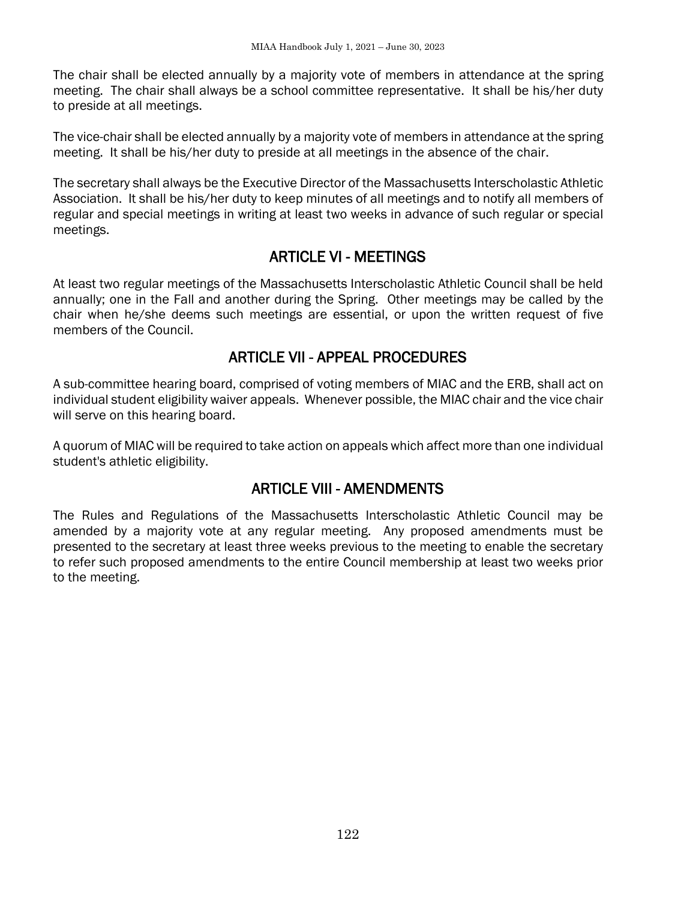The chair shall be elected annually by a majority vote of members in attendance at the spring meeting. The chair shall always be a school committee representative. It shall be his/her duty to preside at all meetings.

The vice-chair shall be elected annually by a majority vote of members in attendance at the spring meeting. It shall be his/her duty to preside at all meetings in the absence of the chair.

The secretary shall always be the Executive Director of the Massachusetts Interscholastic Athletic Association. It shall be his/her duty to keep minutes of all meetings and to notify all members of regular and special meetings in writing at least two weeks in advance of such regular or special meetings.

## ARTICLE VI - MEETINGS

At least two regular meetings of the Massachusetts Interscholastic Athletic Council shall be held annually; one in the Fall and another during the Spring. Other meetings may be called by the chair when he/she deems such meetings are essential, or upon the written request of five members of the Council.

## ARTICLE VII - APPEAL PROCEDURES

A sub-committee hearing board, comprised of voting members of MIAC and the ERB, shall act on individual student eligibility waiver appeals. Whenever possible, the MIAC chair and the vice chair will serve on this hearing board.

A quorum of MIAC will be required to take action on appeals which affect more than one individual student's athletic eligibility.

## ARTICLE VIII - AMENDMENTS

The Rules and Regulations of the Massachusetts Interscholastic Athletic Council may be amended by a majority vote at any regular meeting. Any proposed amendments must be presented to the secretary at least three weeks previous to the meeting to enable the secretary to refer such proposed amendments to the entire Council membership at least two weeks prior to the meeting.